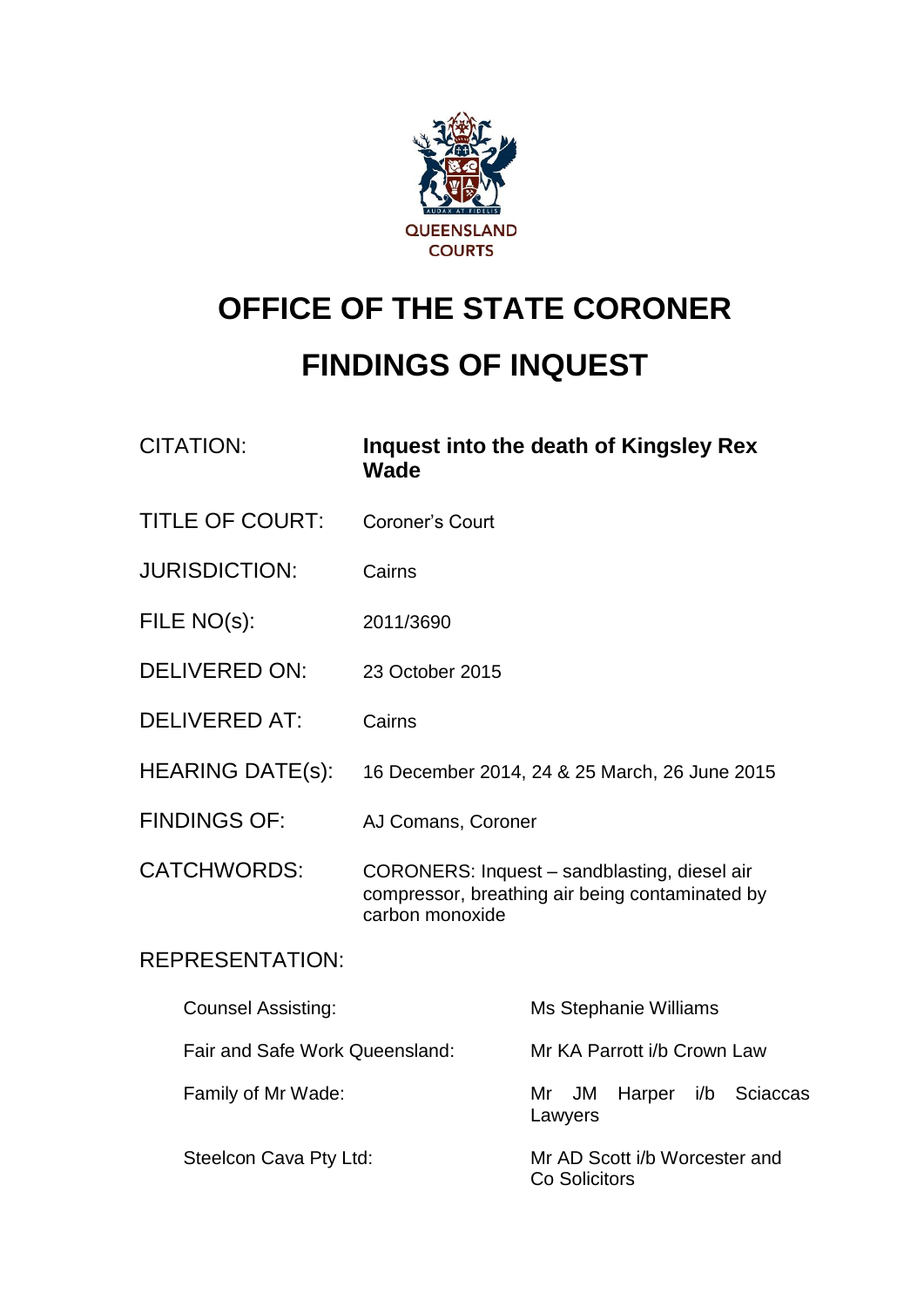QUEENSLAND COURTS

# OFFICE OF THE STATE CORONER

# FINDINGS OF INQUEST

| | |
|---|---|
| CITATION: | **Inquest into the death of Kingsley Rex Wade** |
| TITLE OF COURT: | Coroner's Court |
| JURISDICTION: | Cairns |
| FILE NO(s): | 2011/3690 |
| DELIVERED ON: | 23 October 2015 |
| DELIVERED AT: | Cairns |
| HEARING DATE(s): | 16 December 2014, 24 & 25 March, 26 June 2015 |
| FINDINGS OF: | AJ Comans, Coroner |
| CATCHWORDS: | CORONERS: Inquest – sandblasting, diesel air compressor, breathing air being contaminated by carbon monoxide |

REPRESENTATION:

| | |
|---|---|
| Counsel Assisting: | Ms Stephanie Williams |
| Fair and Safe Work Queensland: | Mr KA Parrott i/b Crown Law |
| Family of Mr Wade: | Mr JM Harper i/b Sciaccas Lawyers |
| Steelcon Cava Pty Ltd: | Mr AD Scott i/b Worcester and Co Solicitors |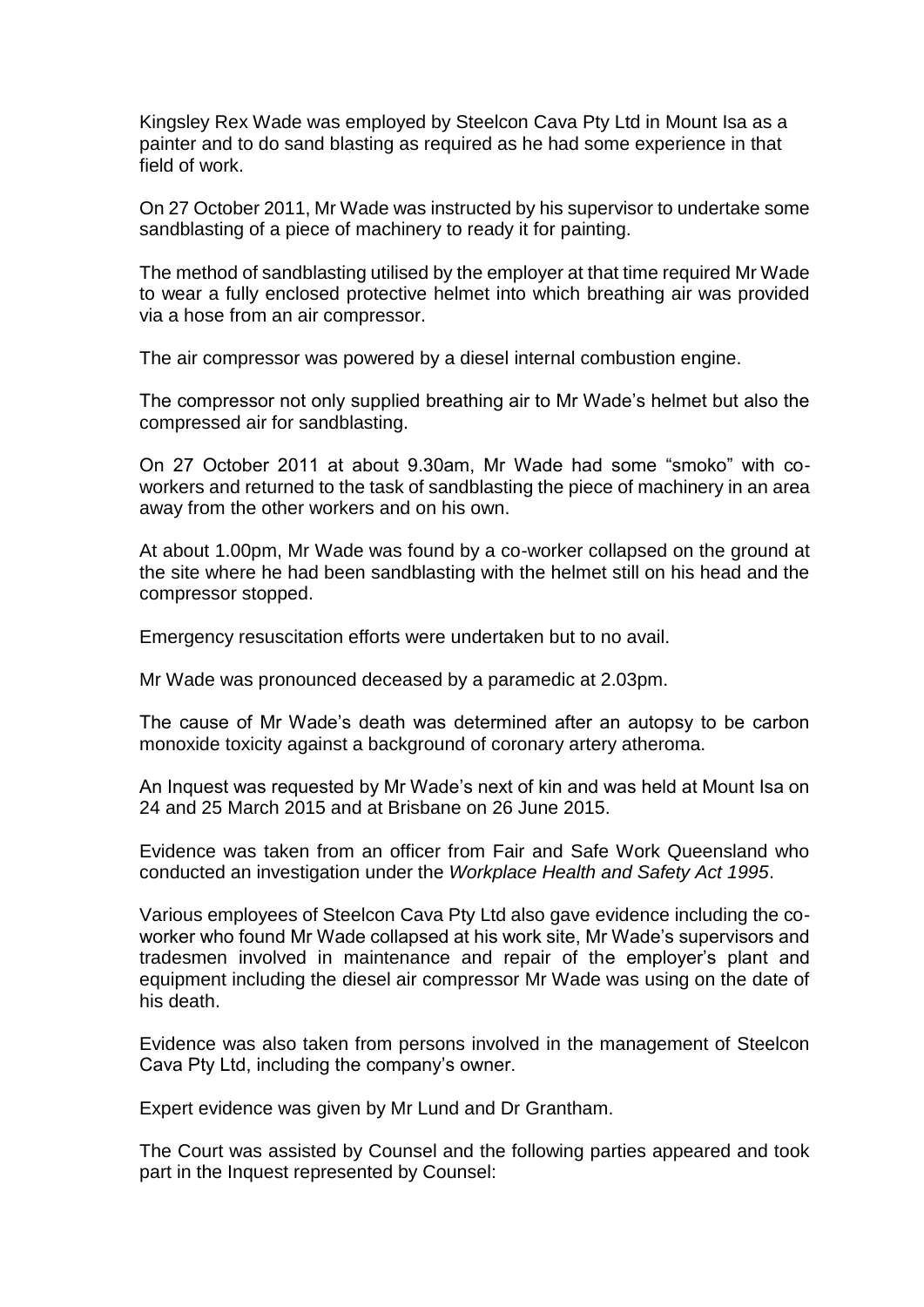Kingsley Rex Wade was employed by Steelcon Cava Pty Ltd in Mount Isa as a painter and to do sand blasting as required as he had some experience in that field of work.

On 27 October 2011, Mr Wade was instructed by his supervisor to undertake some sandblasting of a piece of machinery to ready it for painting.

The method of sandblasting utilised by the employer at that time required Mr Wade to wear a fully enclosed protective helmet into which breathing air was provided via a hose from an air compressor.

The air compressor was powered by a diesel internal combustion engine.

The compressor not only supplied breathing air to Mr Wade's helmet but also the compressed air for sandblasting.

On 27 October 2011 at about 9.30am, Mr Wade had some "smoko" with co-workers and returned to the task of sandblasting the piece of machinery in an area away from the other workers and on his own.

At about 1.00pm, Mr Wade was found by a co-worker collapsed on the ground at the site where he had been sandblasting with the helmet still on his head and the compressor stopped.

Emergency resuscitation efforts were undertaken but to no avail.

Mr Wade was pronounced deceased by a paramedic at 2.03pm.

The cause of Mr Wade's death was determined after an autopsy to be carbon monoxide toxicity against a background of coronary artery atheroma.

An Inquest was requested by Mr Wade's next of kin and was held at Mount Isa on 24 and 25 March 2015 and at Brisbane on 26 June 2015.

Evidence was taken from an officer from Fair and Safe Work Queensland who conducted an investigation under the *Workplace Health and Safety Act 1995*.

Various employees of Steelcon Cava Pty Ltd also gave evidence including the co-worker who found Mr Wade collapsed at his work site, Mr Wade's supervisors and tradesmen involved in maintenance and repair of the employer's plant and equipment including the diesel air compressor Mr Wade was using on the date of his death.

Evidence was also taken from persons involved in the management of Steelcon Cava Pty Ltd, including the company's owner.

Expert evidence was given by Mr Lund and Dr Grantham.

The Court was assisted by Counsel and the following parties appeared and took part in the Inquest represented by Counsel: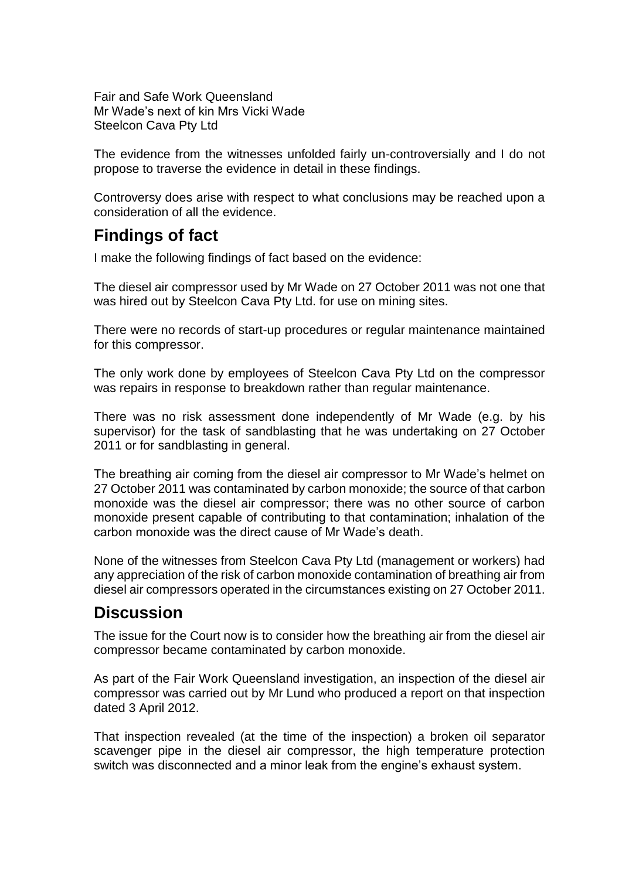Fair and Safe Work Queensland
Mr Wade's next of kin Mrs Vicki Wade
Steelcon Cava Pty Ltd

The evidence from the witnesses unfolded fairly un-controversially and I do not propose to traverse the evidence in detail in these findings.

Controversy does arise with respect to what conclusions may be reached upon a consideration of all the evidence.

## Findings of fact

I make the following findings of fact based on the evidence:

The diesel air compressor used by Mr Wade on 27 October 2011 was not one that was hired out by Steelcon Cava Pty Ltd. for use on mining sites.

There were no records of start-up procedures or regular maintenance maintained for this compressor.

The only work done by employees of Steelcon Cava Pty Ltd on the compressor was repairs in response to breakdown rather than regular maintenance.

There was no risk assessment done independently of Mr Wade (e.g. by his supervisor) for the task of sandblasting that he was undertaking on 27 October 2011 or for sandblasting in general.

The breathing air coming from the diesel air compressor to Mr Wade's helmet on 27 October 2011 was contaminated by carbon monoxide; the source of that carbon monoxide was the diesel air compressor; there was no other source of carbon monoxide present capable of contributing to that contamination; inhalation of the carbon monoxide was the direct cause of Mr Wade's death.

None of the witnesses from Steelcon Cava Pty Ltd (management or workers) had any appreciation of the risk of carbon monoxide contamination of breathing air from diesel air compressors operated in the circumstances existing on 27 October 2011.

## Discussion

The issue for the Court now is to consider how the breathing air from the diesel air compressor became contaminated by carbon monoxide.

As part of the Fair Work Queensland investigation, an inspection of the diesel air compressor was carried out by Mr Lund who produced a report on that inspection dated 3 April 2012.

That inspection revealed (at the time of the inspection) a broken oil separator scavenger pipe in the diesel air compressor, the high temperature protection switch was disconnected and a minor leak from the engine's exhaust system.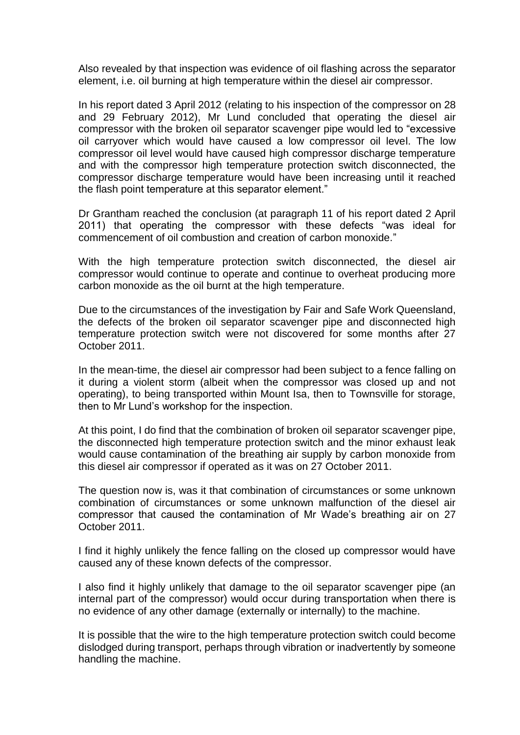Also revealed by that inspection was evidence of oil flashing across the separator element, i.e. oil burning at high temperature within the diesel air compressor.

In his report dated 3 April 2012 (relating to his inspection of the compressor on 28 and 29 February 2012), Mr Lund concluded that operating the diesel air compressor with the broken oil separator scavenger pipe would led to "excessive oil carryover which would have caused a low compressor oil level. The low compressor oil level would have caused high compressor discharge temperature and with the compressor high temperature protection switch disconnected, the compressor discharge temperature would have been increasing until it reached the flash point temperature at this separator element."

Dr Grantham reached the conclusion (at paragraph 11 of his report dated 2 April 2011) that operating the compressor with these defects "was ideal for commencement of oil combustion and creation of carbon monoxide."

With the high temperature protection switch disconnected, the diesel air compressor would continue to operate and continue to overheat producing more carbon monoxide as the oil burnt at the high temperature.

Due to the circumstances of the investigation by Fair and Safe Work Queensland, the defects of the broken oil separator scavenger pipe and disconnected high temperature protection switch were not discovered for some months after 27 October 2011.

In the mean-time, the diesel air compressor had been subject to a fence falling on it during a violent storm (albeit when the compressor was closed up and not operating), to being transported within Mount Isa, then to Townsville for storage, then to Mr Lund's workshop for the inspection.

At this point, I do find that the combination of broken oil separator scavenger pipe, the disconnected high temperature protection switch and the minor exhaust leak would cause contamination of the breathing air supply by carbon monoxide from this diesel air compressor if operated as it was on 27 October 2011.

The question now is, was it that combination of circumstances or some unknown combination of circumstances or some unknown malfunction of the diesel air compressor that caused the contamination of Mr Wade's breathing air on 27 October 2011.

I find it highly unlikely the fence falling on the closed up compressor would have caused any of these known defects of the compressor.

I also find it highly unlikely that damage to the oil separator scavenger pipe (an internal part of the compressor) would occur during transportation when there is no evidence of any other damage (externally or internally) to the machine.

It is possible that the wire to the high temperature protection switch could become dislodged during transport, perhaps through vibration or inadvertently by someone handling the machine.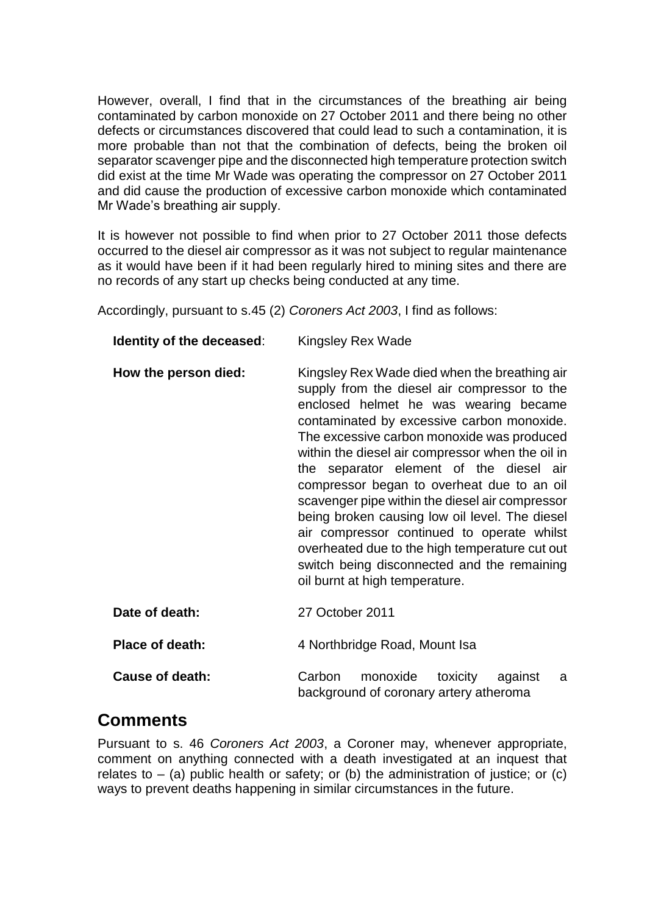However, overall, I find that in the circumstances of the breathing air being contaminated by carbon monoxide on 27 October 2011 and there being no other defects or circumstances discovered that could lead to such a contamination, it is more probable than not that the combination of defects, being the broken oil separator scavenger pipe and the disconnected high temperature protection switch did exist at the time Mr Wade was operating the compressor on 27 October 2011 and did cause the production of excessive carbon monoxide which contaminated Mr Wade's breathing air supply.

It is however not possible to find when prior to 27 October 2011 those defects occurred to the diesel air compressor as it was not subject to regular maintenance as it would have been if it had been regularly hired to mining sites and there are no records of any start up checks being conducted at any time.

Accordingly, pursuant to s.45 (2) *Coroners Act 2003*, I find as follows:

| | |
|---|---|
| **Identity of the deceased**: | Kingsley Rex Wade |
| **How the person died:** | Kingsley Rex Wade died when the breathing air supply from the diesel air compressor to the enclosed helmet he was wearing became contaminated by excessive carbon monoxide. The excessive carbon monoxide was produced within the diesel air compressor when the oil in the separator element of the diesel air compressor began to overheat due to an oil scavenger pipe within the diesel air compressor being broken causing low oil level. The diesel air compressor continued to operate whilst overheated due to the high temperature cut out switch being disconnected and the remaining oil burnt at high temperature. |
| **Date of death:** | 27 October 2011 |
| **Place of death:** | 4 Northbridge Road, Mount Isa |
| **Cause of death:** | Carbon monoxide toxicity against a background of coronary artery atheroma |

## Comments

Pursuant to s. 46 *Coroners Act 2003*, a Coroner may, whenever appropriate, comment on anything connected with a death investigated at an inquest that relates to – (a) public health or safety; or (b) the administration of justice; or (c) ways to prevent deaths happening in similar circumstances in the future.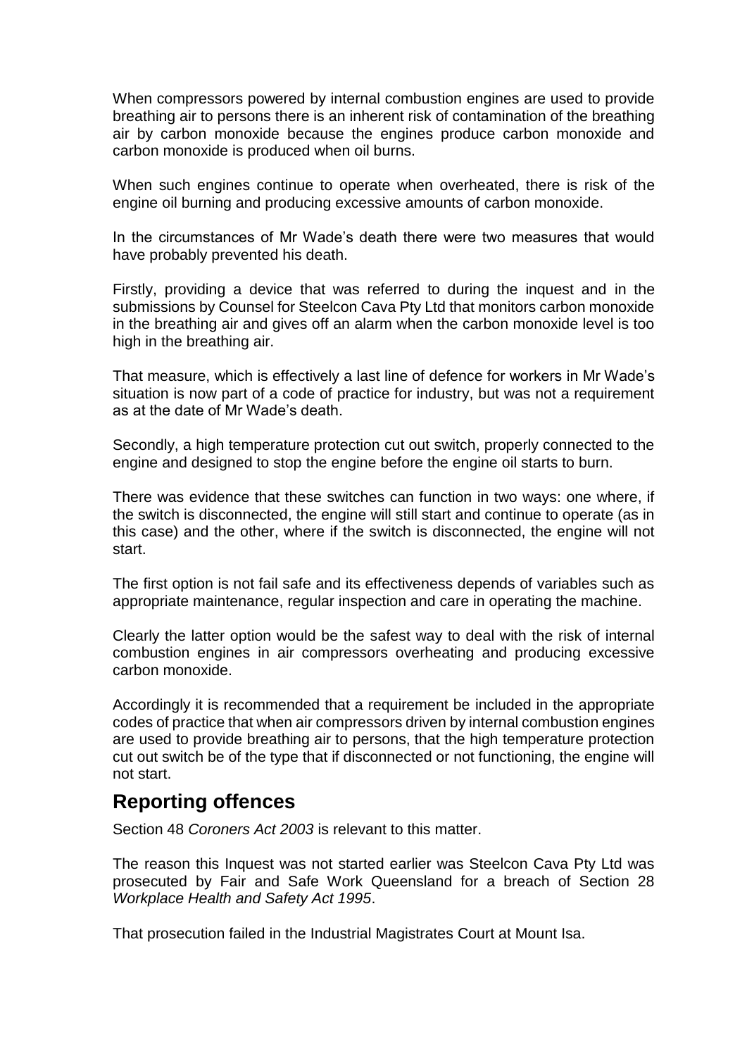When compressors powered by internal combustion engines are used to provide breathing air to persons there is an inherent risk of contamination of the breathing air by carbon monoxide because the engines produce carbon monoxide and carbon monoxide is produced when oil burns.

When such engines continue to operate when overheated, there is risk of the engine oil burning and producing excessive amounts of carbon monoxide.

In the circumstances of Mr Wade's death there were two measures that would have probably prevented his death.

Firstly, providing a device that was referred to during the inquest and in the submissions by Counsel for Steelcon Cava Pty Ltd that monitors carbon monoxide in the breathing air and gives off an alarm when the carbon monoxide level is too high in the breathing air.

That measure, which is effectively a last line of defence for workers in Mr Wade's situation is now part of a code of practice for industry, but was not a requirement as at the date of Mr Wade's death.

Secondly, a high temperature protection cut out switch, properly connected to the engine and designed to stop the engine before the engine oil starts to burn.

There was evidence that these switches can function in two ways: one where, if the switch is disconnected, the engine will still start and continue to operate (as in this case) and the other, where if the switch is disconnected, the engine will not start.

The first option is not fail safe and its effectiveness depends of variables such as appropriate maintenance, regular inspection and care in operating the machine.

Clearly the latter option would be the safest way to deal with the risk of internal combustion engines in air compressors overheating and producing excessive carbon monoxide.

Accordingly it is recommended that a requirement be included in the appropriate codes of practice that when air compressors driven by internal combustion engines are used to provide breathing air to persons, that the high temperature protection cut out switch be of the type that if disconnected or not functioning, the engine will not start.

## Reporting offences

Section 48 *Coroners Act 2003* is relevant to this matter.

The reason this Inquest was not started earlier was Steelcon Cava Pty Ltd was prosecuted by Fair and Safe Work Queensland for a breach of Section 28 *Workplace Health and Safety Act 1995*.

That prosecution failed in the Industrial Magistrates Court at Mount Isa.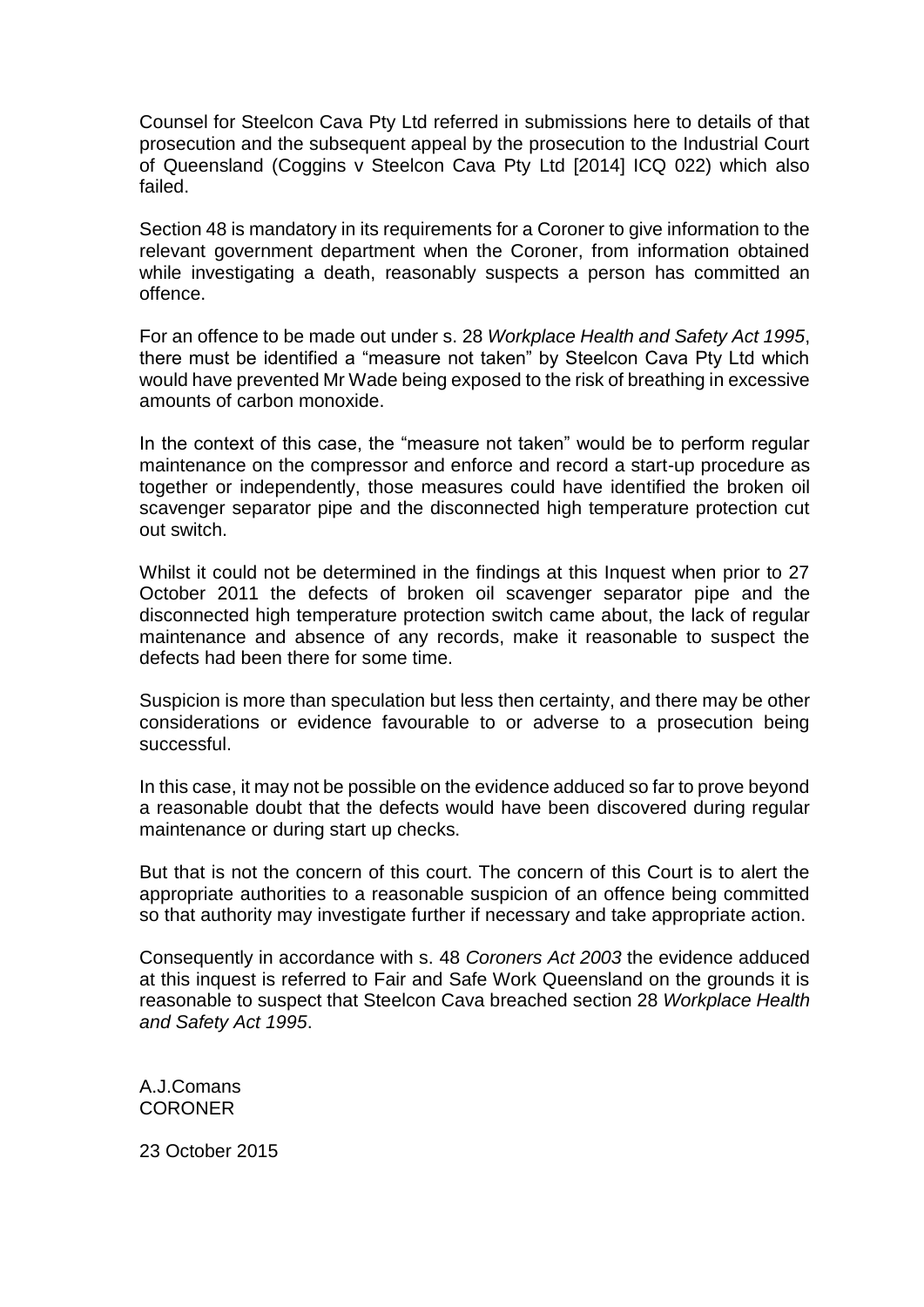Counsel for Steelcon Cava Pty Ltd referred in submissions here to details of that prosecution and the subsequent appeal by the prosecution to the Industrial Court of Queensland (Coggins v Steelcon Cava Pty Ltd [2014] ICQ 022) which also failed.

Section 48 is mandatory in its requirements for a Coroner to give information to the relevant government department when the Coroner, from information obtained while investigating a death, reasonably suspects a person has committed an offence.

For an offence to be made out under s. 28 *Workplace Health and Safety Act 1995*, there must be identified a "measure not taken" by Steelcon Cava Pty Ltd which would have prevented Mr Wade being exposed to the risk of breathing in excessive amounts of carbon monoxide.

In the context of this case, the "measure not taken" would be to perform regular maintenance on the compressor and enforce and record a start-up procedure as together or independently, those measures could have identified the broken oil scavenger separator pipe and the disconnected high temperature protection cut out switch.

Whilst it could not be determined in the findings at this Inquest when prior to 27 October 2011 the defects of broken oil scavenger separator pipe and the disconnected high temperature protection switch came about, the lack of regular maintenance and absence of any records, make it reasonable to suspect the defects had been there for some time.

Suspicion is more than speculation but less then certainty, and there may be other considerations or evidence favourable to or adverse to a prosecution being successful.

In this case, it may not be possible on the evidence adduced so far to prove beyond a reasonable doubt that the defects would have been discovered during regular maintenance or during start up checks.

But that is not the concern of this court. The concern of this Court is to alert the appropriate authorities to a reasonable suspicion of an offence being committed so that authority may investigate further if necessary and take appropriate action.

Consequently in accordance with s. 48 *Coroners Act 2003* the evidence adduced at this inquest is referred to Fair and Safe Work Queensland on the grounds it is reasonable to suspect that Steelcon Cava breached section 28 *Workplace Health and Safety Act 1995*.

A.J.Comans
CORONER

23 October 2015